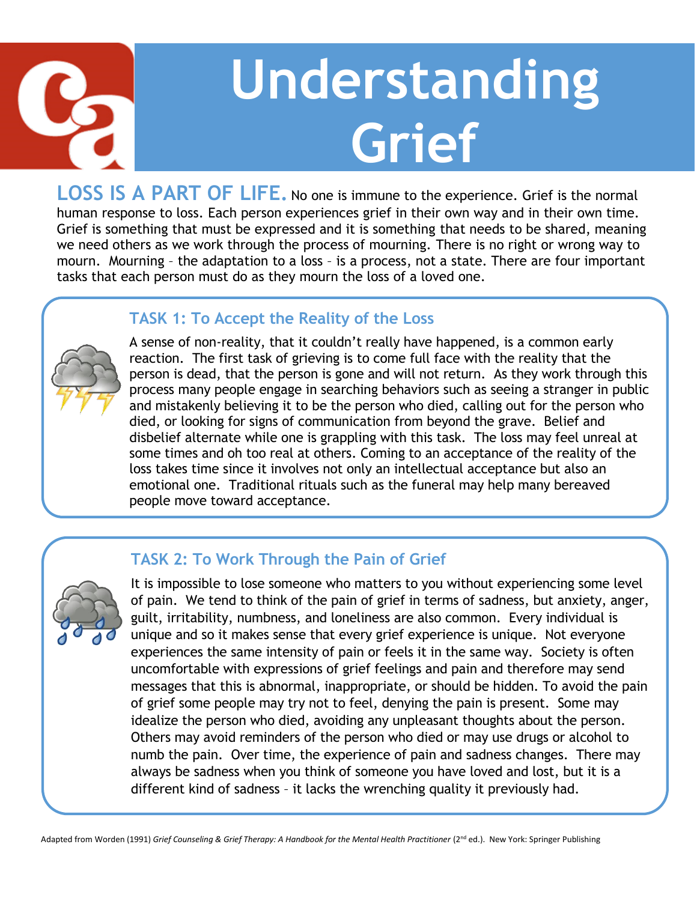# Understanding Grief

**LOSS IS A PART OF LIFE.** No one is immune to the experience. Grief is the normal human response to loss. Each person experiences grief in their own way and in their own time. Grief is something that must be expressed and it is something that needs to be shared, meaning we need others as we work through the process of mourning. There is no right or wrong way to mourn. Mourning – the adaptation to a loss – is a process, not a state. There are four important tasks that each person must do as they mourn the loss of a loved one.

## TASK 1: To Accept the Reality of the Loss

A sense of non-reality, that it couldn't really have happened, is a common early reaction. The first task of grieving is to come full face with the reality that the person is dead, that the person is gone and will not return. As they work through this process many people engage in searching behaviors such as seeing a stranger in public and mistakenly believing it to be the person who died, calling out for the person who died, or looking for signs of communication from beyond the grave. Belief and disbelief alternate while one is grappling with this task. The loss may feel unreal at some times and oh too real at others. Coming to an acceptance of the reality of the loss takes time since it involves not only an intellectual acceptance but also an emotional one. Traditional rituals such as the funeral may help many bereaved people move toward acceptance.

## TASK 2: To Work Through the Pain of Grief

It is impossible to lose someone who matters to you without experiencing some level of pain. We tend to think of the pain of grief in terms of sadness, but anxiety, anger, guilt, irritability, numbness, and loneliness are also common. Every individual is unique and so it makes sense that every grief experience is unique. Not everyone experiences the same intensity of pain or feels it in the same way. Society is often uncomfortable with expressions of grief feelings and pain and therefore may send messages that this is abnormal, inappropriate, or should be hidden. To avoid the pain of grief some people may try not to feel, denying the pain is present. Some may idealize the person who died, avoiding any unpleasant thoughts about the person. Others may avoid reminders of the person who died or may use drugs or alcohol to numb the pain. Over time, the experience of pain and sadness changes. There may always be sadness when you think of someone you have loved and lost, but it is a different kind of sadness – it lacks the wrenching quality it previously had.

Adapted from Worden (1991) *Grief Counseling & Grief Therapy: A Handbook for the Mental Health Practitioner* (2nd ed.). New York: Springer Publishing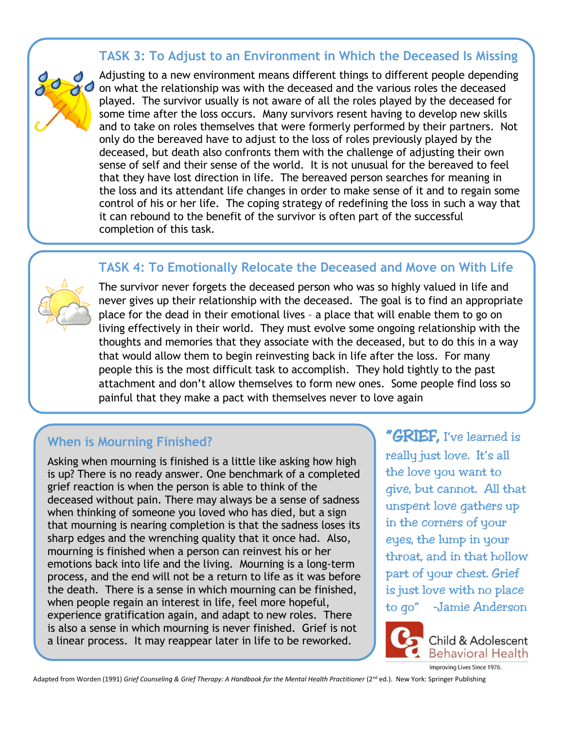## TASK 3: To Adjust to an Environment in Which the Deceased Is Missing

Adjusting to a new environment means different things to different people depending on what the relationship was with the deceased and the various roles the deceased played. The survivor usually is not aware of all the roles played by the deceased for some time after the loss occurs. Many survivors resent having to develop new skills and to take on roles themselves that were formerly performed by their partners. Not only do the bereaved have to adjust to the loss of roles previously played by the deceased, but death also confronts them with the challenge of adjusting their own sense of self and their sense of the world. It is not unusual for the bereaved to feel that they have lost direction in life. The bereaved person searches for meaning in the loss and its attendant life changes in order to make sense of it and to regain some control of his or her life. The coping strategy of redefining the loss in such a way that it can rebound to the benefit of the survivor is often part of the successful completion of this task.

## TASK 4: To Emotionally Relocate the Deceased and Move on With Life

The survivor never forgets the deceased person who was so highly valued in life and never gives up their relationship with the deceased. The goal is to find an appropriate place for the dead in their emotional lives – a place that will enable them to go on living effectively in their world. They must evolve some ongoing relationship with the thoughts and memories that they associate with the deceased, but to do this in a way that would allow them to begin reinvesting back in life after the loss. For many people this is the most difficult task to accomplish. They hold tightly to the past attachment and don't allow themselves to form new ones. Some people find loss so painful that they make a pact with themselves never to love again

## When is Mourning Finished?

Asking when mourning is finished is a little like asking how high is up? There is no ready answer. One benchmark of a completed grief reaction is when the person is able to think of the deceased without pain. There may always be a sense of sadness when thinking of someone you loved who has died, but a sign that mourning is nearing completion is that the sadness loses its sharp edges and the wrenching quality that it once had. Also, mourning is finished when a person can reinvest his or her emotions back into life and the living. Mourning is a long-term process, and the end will not be a return to life as it was before the death. There is a sense in which mourning can be finished, when people regain an interest in life, feel more hopeful, experience gratification again, and adapt to new roles. There is also a sense in which mourning is never finished. Grief is not a linear process. It may reappear later in life to be reworked.

"GRIEF, I've learned is really just love. It's all the love you want to give, but cannot. All that unspent love gathers up in the corners of your eyes, the lump in your throat, and in that hollow part of your chest. Grief is just love with no place to go" -Jamie Anderson

Child & Adolescent Behavioral Health

Improving Lives Since 1976.

Adapted from Worden (1991) *Grief Counseling & Grief Therapy: A Handbook for the Mental Health Practitioner* (2nd ed.). New York: Springer Publishing